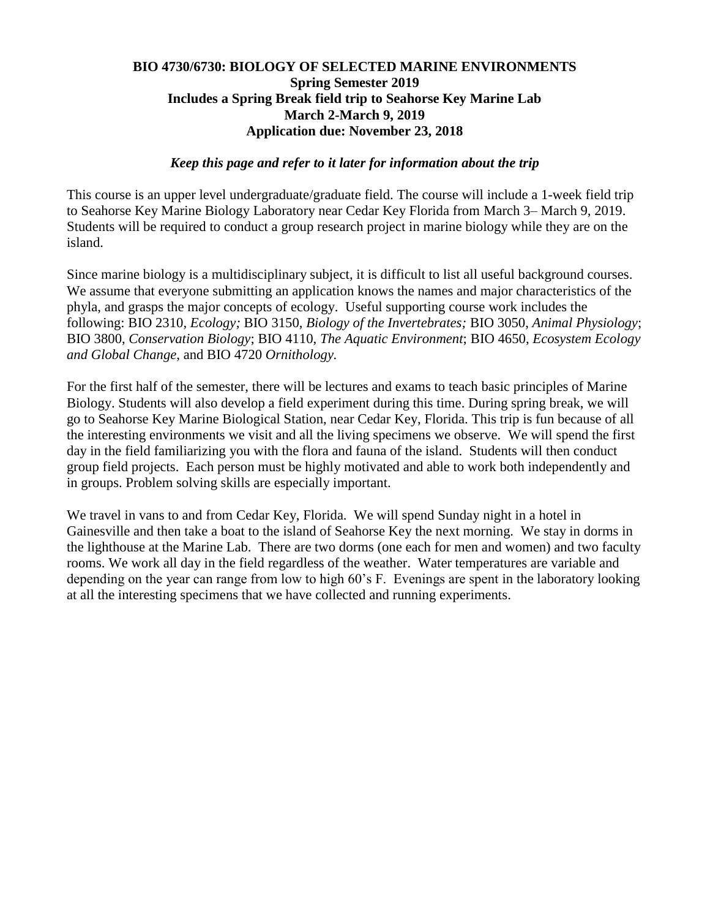**BIO 4730/6730: BIOLOGY OF SELECTED MARINE ENVIRONMENTS**
**Spring Semester 2019**
**Includes a Spring Break field trip to Seahorse Key Marine Lab**
**March 2-March 9, 2019**
**Application due: November 23, 2018**

***Keep this page and refer to it later for information about the trip***

This course is an upper level undergraduate/graduate field. The course will include a 1-week field trip to Seahorse Key Marine Biology Laboratory near Cedar Key Florida from March 3– March 9, 2019. Students will be required to conduct a group research project in marine biology while they are on the island.

Since marine biology is a multidisciplinary subject, it is difficult to list all useful background courses. We assume that everyone submitting an application knows the names and major characteristics of the phyla, and grasps the major concepts of ecology. Useful supporting course work includes the following: BIO 2310, *Ecology;* BIO 3150, *Biology of the Invertebrates;* BIO 3050, *Animal Physiology*; BIO 3800, *Conservation Biology*; BIO 4110, *The Aquatic Environment*; BIO 4650, *Ecosystem Ecology and Global Change*, and BIO 4720 *Ornithology.*

For the first half of the semester, there will be lectures and exams to teach basic principles of Marine Biology. Students will also develop a field experiment during this time. During spring break, we will go to Seahorse Key Marine Biological Station, near Cedar Key, Florida. This trip is fun because of all the interesting environments we visit and all the living specimens we observe. We will spend the first day in the field familiarizing you with the flora and fauna of the island. Students will then conduct group field projects. Each person must be highly motivated and able to work both independently and in groups. Problem solving skills are especially important.

We travel in vans to and from Cedar Key, Florida. We will spend Sunday night in a hotel in Gainesville and then take a boat to the island of Seahorse Key the next morning. We stay in dorms in the lighthouse at the Marine Lab. There are two dorms (one each for men and women) and two faculty rooms. We work all day in the field regardless of the weather. Water temperatures are variable and depending on the year can range from low to high 60's F. Evenings are spent in the laboratory looking at all the interesting specimens that we have collected and running experiments.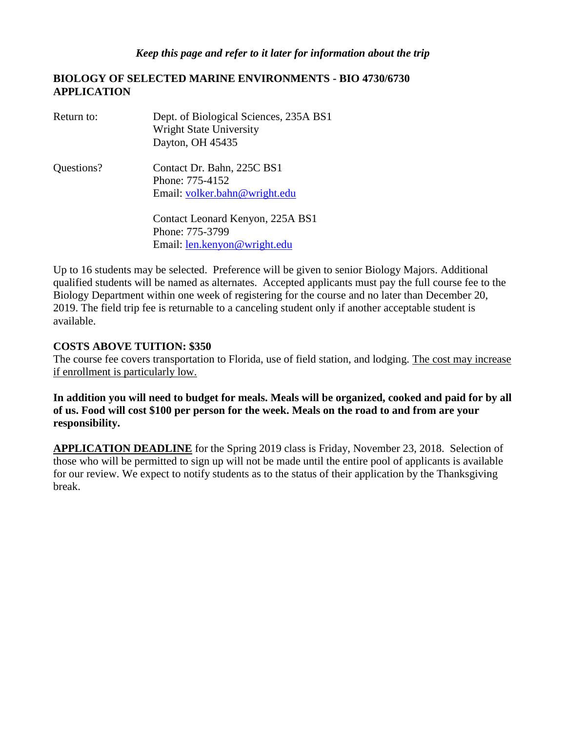*Keep this page and refer to it later for information about the trip*

## BIOLOGY OF SELECTED MARINE ENVIRONMENTS - BIO 4730/6730 APPLICATION

| | |
|---|---|
| Return to: | Dept. of Biological Sciences, 235A BS1<br>Wright State University<br>Dayton, OH 45435 |
| Questions? | Contact Dr. Bahn, 225C BS1<br>Phone: 775-4152<br>Email: volker.bahn@wright.edu |
| | Contact Leonard Kenyon, 225A BS1<br>Phone: 775-3799<br>Email: len.kenyon@wright.edu |

Up to 16 students may be selected. Preference will be given to senior Biology Majors. Additional qualified students will be named as alternates. Accepted applicants must pay the full course fee to the Biology Department within one week of registering for the course and no later than December 20, 2019. The field trip fee is returnable to a canceling student only if another acceptable student is available.

**COSTS ABOVE TUITION: $350**

The course fee covers transportation to Florida, use of field station, and lodging. <u>The cost may increase if enrollment is particularly low.</u>

**In addition you will need to budget for meals. Meals will be organized, cooked and paid for by all of us. Food will cost $100 per person for the week. Meals on the road to and from are your responsibility.**

**<u>APPLICATION DEADLINE</u>** for the Spring 2019 class is Friday, November 23, 2018. Selection of those who will be permitted to sign up will not be made until the entire pool of applicants is available for our review. We expect to notify students as to the status of their application by the Thanksgiving break.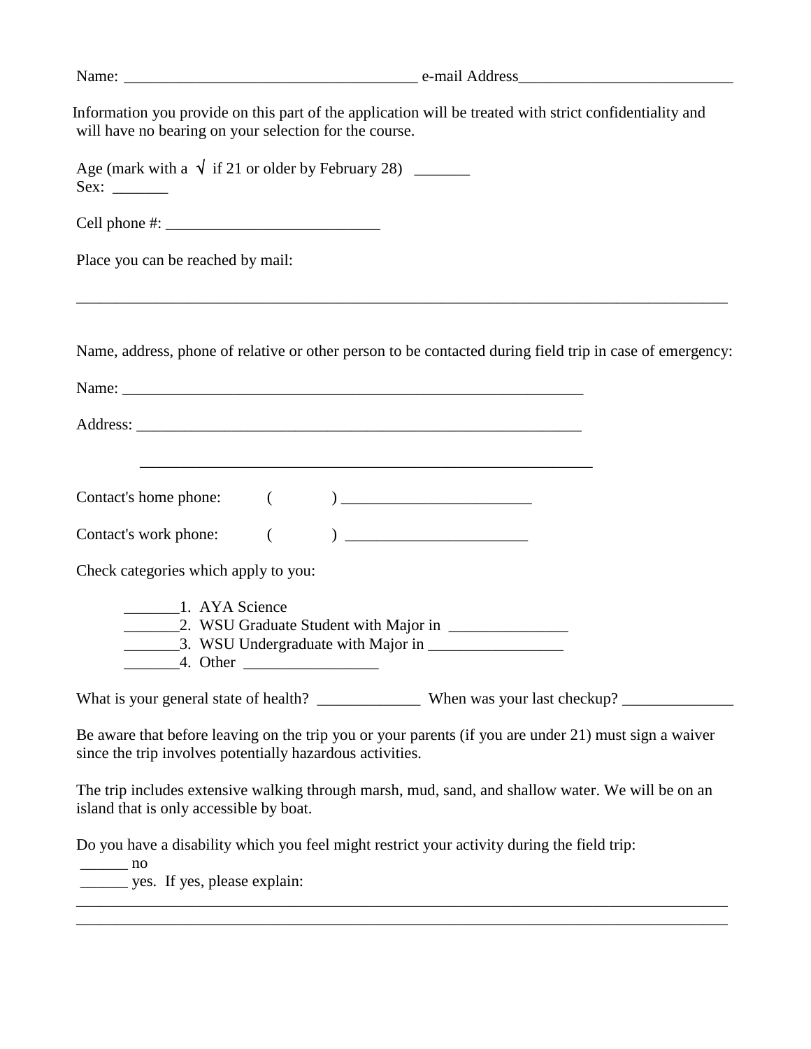Name: ____________________________________ e-mail Address__________________________

Information you provide on this part of the application will be treated with strict confidentiality and will have no bearing on your selection for the course.

Age (mark with a √ if 21 or older by February 28) _______
Sex: _______

Cell phone #: ___________________________

Place you can be reached by mail:

______________________________________________________________________________

Name, address, phone of relative or other person to be contacted during field trip in case of emergency:

Name: ____________________________________________________________

Address: __________________________________________________________

__________________________________________________________

Contact's home phone: ( ) ________________________

Contact's work phone: ( ) _______________________

Check categories which apply to you:

_______1. AYA Science
_______2. WSU Graduate Student with Major in _______________
_______3. WSU Undergraduate with Major in _________________
_______4. Other _________________

What is your general state of health? _____________ When was your last checkup? ______________

Be aware that before leaving on the trip you or your parents (if you are under 21) must sign a waiver since the trip involves potentially hazardous activities.

The trip includes extensive walking through marsh, mud, sand, and shallow water. We will be on an island that is only accessible by boat.

Do you have a disability which you feel might restrict your activity during the field trip:
______ no
______ yes. If yes, please explain:
______________________________________________________________________________
______________________________________________________________________________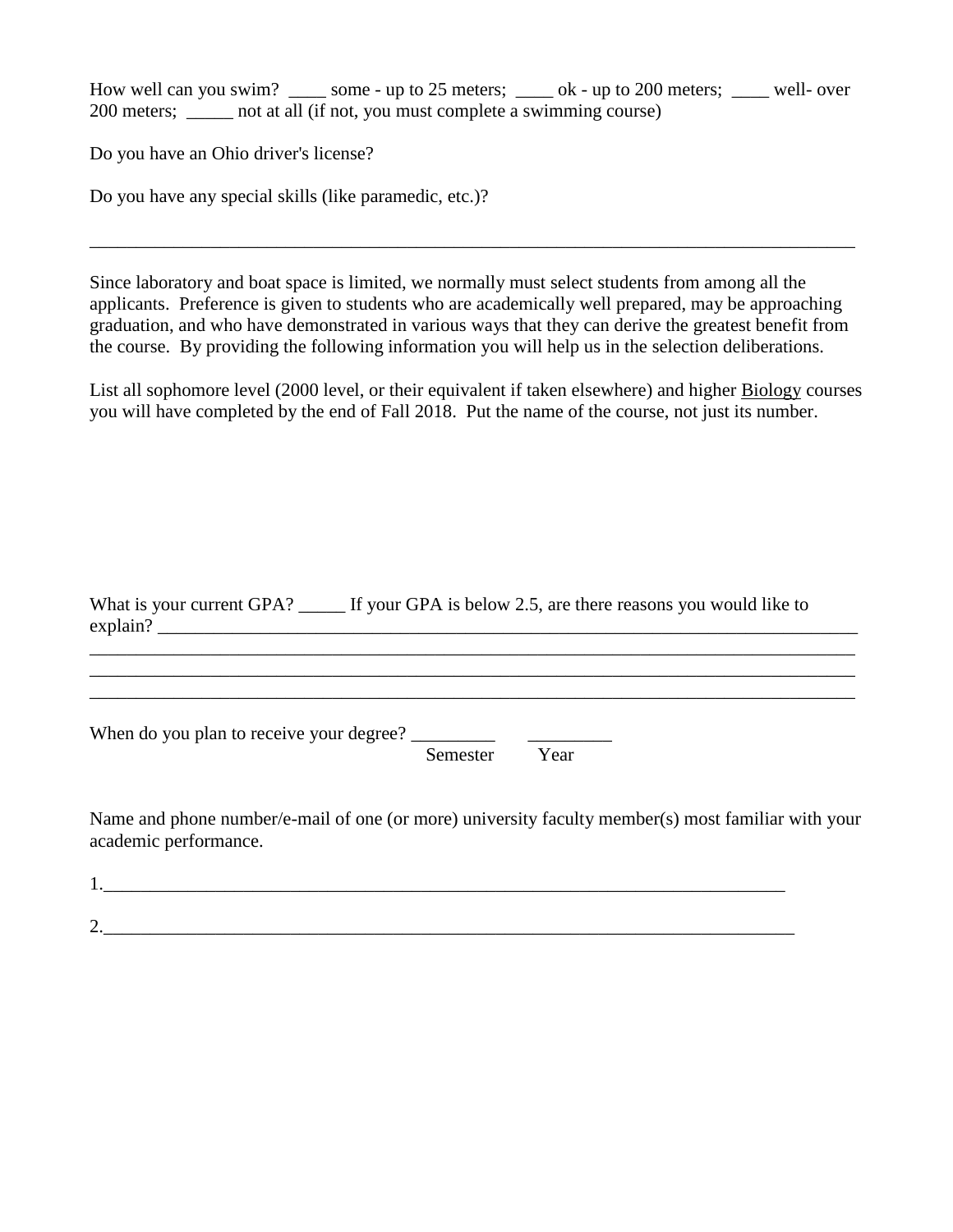How well can you swim? ____ some - up to 25 meters; ____ ok - up to 200 meters; ____ well- over 200 meters; _____ not at all (if not, you must complete a swimming course)

Do you have an Ohio driver's license?

Do you have any special skills (like paramedic, etc.)?

_______________________________________________________________________________

Since laboratory and boat space is limited, we normally must select students from among all the applicants. Preference is given to students who are academically well prepared, may be approaching graduation, and who have demonstrated in various ways that they can derive the greatest benefit from the course. By providing the following information you will help us in the selection deliberations.

List all sophomore level (2000 level, or their equivalent if taken elsewhere) and higher <u>Biology</u> courses you will have completed by the end of Fall 2018. Put the name of the course, not just its number.

What is your current GPA? _____ If your GPA is below 2.5, are there reasons you would like to explain? _______________________________________________________________________
_______________________________________________________________________________
_______________________________________________________________________________
_______________________________________________________________________________

When do you plan to receive your degree? _________ _________
Semester Year

Name and phone number/e-mail of one (or more) university faculty member(s) most familiar with your academic performance.

1.___________________________________________________________________________

2.___________________________________________________________________________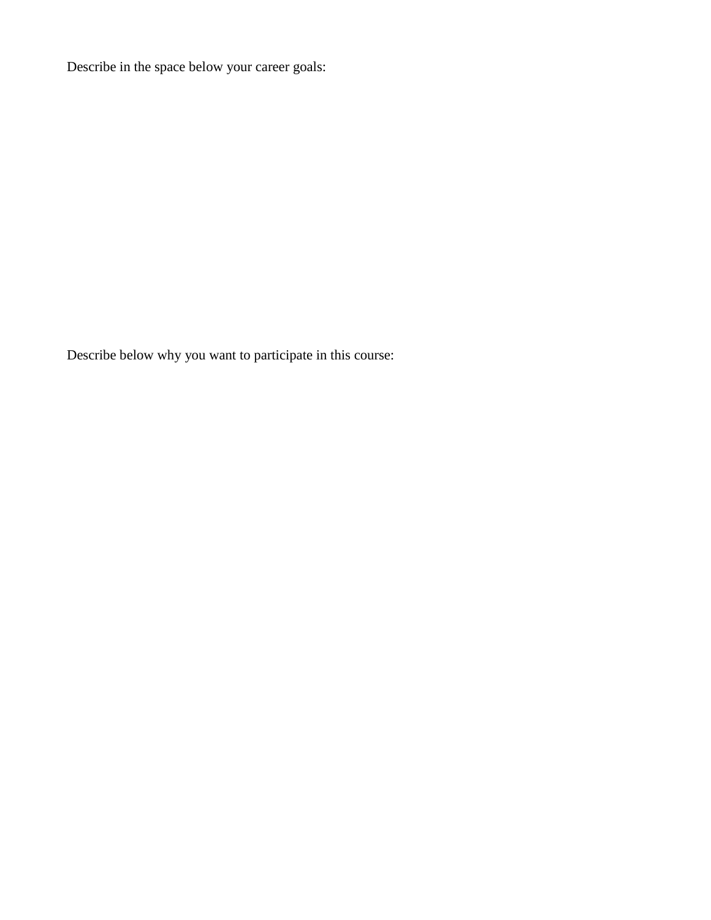Describe in the space below your career goals:

Describe below why you want to participate in this course: